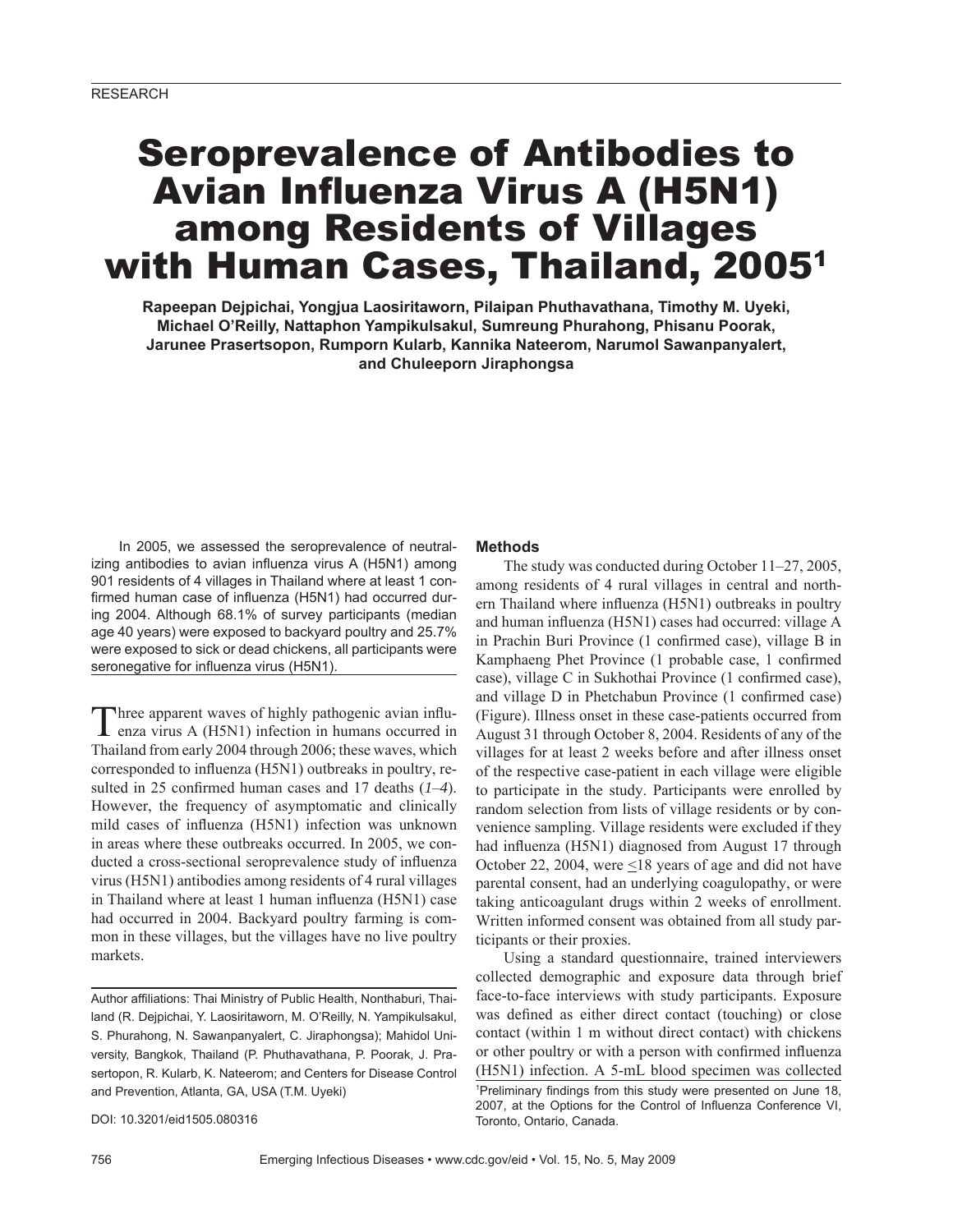RESEARCH

# Seroprevalence of Antibodies to Avian Influenza Virus A (H5N1) among Residents of Villages with Human Cases, Thailand, 2005[1]

**Rapeepan Dejpichai, Yongjua Laosiritaworn, Pilaipan Phuthavathana, Timothy M. Uyeki, Michael O'Reilly, Nattaphon Yampikulsakul, Sumreung Phurahong, Phisanu Poorak, Jarunee Prasertsopon, Rumporn Kularb, Kannika Nateerom, Narumol Sawanpanyalert, and Chuleeporn Jiraphongsa**

In 2005, we assessed the seroprevalence of neutralizing antibodies to avian influenza virus A (H5N1) among 901 residents of 4 villages in Thailand where at least 1 confirmed human case of influenza (H5N1) had occurred during 2004. Although 68.1% of survey participants (median age 40 years) were exposed to backyard poultry and 25.7% were exposed to sick or dead chickens, all participants were seronegative for influenza virus (H5N1).

Three apparent waves of highly pathogenic avian influenza virus A (H5N1) infection in humans occurred in Thailand from early 2004 through 2006; these waves, which corresponded to influenza (H5N1) outbreaks in poultry, resulted in 25 confirmed human cases and 17 deaths (*1*–*4*). However, the frequency of asymptomatic and clinically mild cases of influenza (H5N1) infection was unknown in areas where these outbreaks occurred. In 2005, we conducted a cross-sectional seroprevalence study of influenza virus (H5N1) antibodies among residents of 4 rural villages in Thailand where at least 1 human influenza (H5N1) case had occurred in 2004. Backyard poultry farming is common in these villages, but the villages have no live poultry markets.

Author affiliations: Thai Ministry of Public Health, Nonthaburi, Thailand (R. Dejpichai, Y. Laosiritaworn, M. O'Reilly, N. Yampikulsakul, S. Phurahong, N. Sawanpanyalert, C. Jiraphongsa); Mahidol University, Bangkok, Thailand (P. Phuthavathana, P. Poorak, J. Prasertsopon, R. Kularb, K. Nateerom; and Centers for Disease Control and Prevention, Atlanta, GA, USA (T.M. Uyeki)

DOI: 10.3201/eid1505.080316

## Methods

The study was conducted during October 11–27, 2005, among residents of 4 rural villages in central and northern Thailand where influenza (H5N1) outbreaks in poultry and human influenza (H5N1) cases had occurred: village A in Prachin Buri Province (1 confirmed case), village B in Kamphaeng Phet Province (1 probable case, 1 confirmed case), village C in Sukhothai Province (1 confirmed case), and village D in Phetchabun Province (1 confirmed case) (Figure). Illness onset in these case-patients occurred from August 31 through October 8, 2004. Residents of any of the villages for at least 2 weeks before and after illness onset of the respective case-patient in each village were eligible to participate in the study. Participants were enrolled by random selection from lists of village residents or by convenience sampling. Village residents were excluded if they had influenza (H5N1) diagnosed from August 17 through October 22, 2004, were ≤18 years of age and did not have parental consent, had an underlying coagulopathy, or were taking anticoagulant drugs within 2 weeks of enrollment. Written informed consent was obtained from all study participants or their proxies.

Using a standard questionnaire, trained interviewers collected demographic and exposure data through brief face-to-face interviews with study participants. Exposure was defined as either direct contact (touching) or close contact (within 1 m without direct contact) with chickens or other poultry or with a person with confirmed influenza (H5N1) infection. A 5-mL blood specimen was collected

[1]Preliminary findings from this study were presented on June 18, 2007, at the Options for the Control of Influenza Conference VI, Toronto, Ontario, Canada.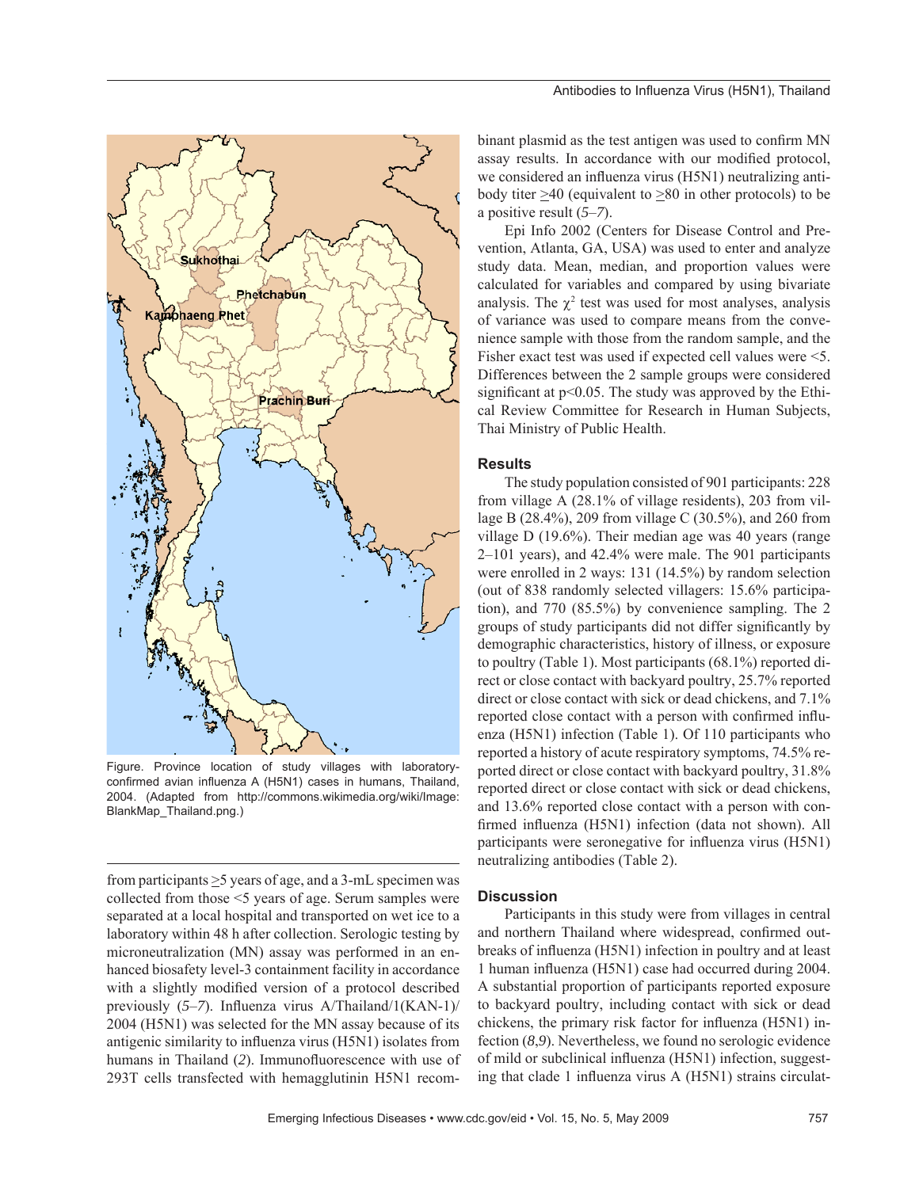Figure. Province location of study villages with laboratory-confirmed avian influenza A (H5N1) cases in humans, Thailand, 2004. (Adapted from http://commons.wikimedia.org/wiki/Image:BlankMap_Thailand.png.)

from participants ≥5 years of age, and a 3-mL specimen was collected from those <5 years of age. Serum samples were separated at a local hospital and transported on wet ice to a laboratory within 48 h after collection. Serologic testing by microneutralization (MN) assay was performed in an enhanced biosafety level-3 containment facility in accordance with a slightly modified version of a protocol described previously (*5–7*). Influenza virus A/Thailand/1(KAN-1)/2004 (H5N1) was selected for the MN assay because of its antigenic similarity to influenza virus (H5N1) isolates from humans in Thailand (*2*). Immunofluorescence with use of 293T cells transfected with hemagglutinin H5N1 recombinant plasmid as the test antigen was used to confirm MN assay results. In accordance with our modified protocol, we considered an influenza virus (H5N1) neutralizing antibody titer ≥40 (equivalent to ≥80 in other protocols) to be a positive result (*5–7*).

Epi Info 2002 (Centers for Disease Control and Prevention, Atlanta, GA, USA) was used to enter and analyze study data. Mean, median, and proportion values were calculated for variables and compared by using bivariate analysis. The $\chi^2$ test was used for most analyses, analysis of variance was used to compare means from the convenience sample with those from the random sample, and the Fisher exact test was used if expected cell values were <5. Differences between the 2 sample groups were considered significant at $p<0.05$. The study was approved by the Ethical Review Committee for Research in Human Subjects, Thai Ministry of Public Health.

## Results

The study population consisted of 901 participants: 228 from village A (28.1% of village residents), 203 from village B (28.4%), 209 from village C (30.5%), and 260 from village D (19.6%). Their median age was 40 years (range 2–101 years), and 42.4% were male. The 901 participants were enrolled in 2 ways: 131 (14.5%) by random selection (out of 838 randomly selected villagers: 15.6% participation), and 770 (85.5%) by convenience sampling. The 2 groups of study participants did not differ significantly by demographic characteristics, history of illness, or exposure to poultry (Table 1). Most participants (68.1%) reported direct or close contact with backyard poultry, 25.7% reported direct or close contact with sick or dead chickens, and 7.1% reported close contact with a person with confirmed influenza (H5N1) infection (Table 1). Of 110 participants who reported a history of acute respiratory symptoms, 74.5% reported direct or close contact with backyard poultry, 31.8% reported direct or close contact with sick or dead chickens, and 13.6% reported close contact with a person with confirmed influenza (H5N1) infection (data not shown). All participants were seronegative for influenza virus (H5N1) neutralizing antibodies (Table 2).

## Discussion

Participants in this study were from villages in central and northern Thailand where widespread, confirmed outbreaks of influenza (H5N1) infection in poultry and at least 1 human influenza (H5N1) case had occurred during 2004. A substantial proportion of participants reported exposure to backyard poultry, including contact with sick or dead chickens, the primary risk factor for influenza (H5N1) infection (*8*,*9*). Nevertheless, we found no serologic evidence of mild or subclinical influenza (H5N1) infection, suggesting that clade 1 influenza virus A (H5N1) strains circulat-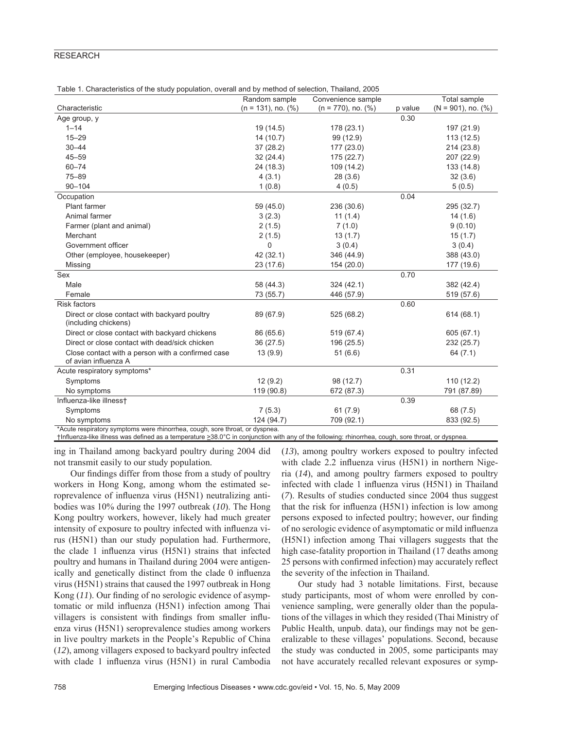Table 1. Characteristics of the study population, overall and by method of selection, Thailand, 2005

| Characteristic | Random sample (n = 131), no. (%) | Convenience sample (n = 770), no. (%) | p value | Total sample (N = 901), no. (%) |
|---|---|---|---|---|
| Age group, y | | | 0.30 | |
| 1–14 | 19 (14.5) | 178 (23.1) | | 197 (21.9) |
| 15–29 | 14 (10.7) | 99 (12.9) | | 113 (12.5) |
| 30–44 | 37 (28.2) | 177 (23.0) | | 214 (23.8) |
| 45–59 | 32 (24.4) | 175 (22.7) | | 207 (22.9) |
| 60–74 | 24 (18.3) | 109 (14.2) | | 133 (14.8) |
| 75–89 | 4 (3.1) | 28 (3.6) | | 32 (3.6) |
| 90–104 | 1 (0.8) | 4 (0.5) | | 5 (0.5) |
| Occupation | | | 0.04 | |
| Plant farmer | 59 (45.0) | 236 (30.6) | | 295 (32.7) |
| Animal farmer | 3 (2.3) | 11 (1.4) | | 14 (1.6) |
| Farmer (plant and animal) | 2 (1.5) | 7 (1.0) | | 9 (0.10) |
| Merchant | 2 (1.5) | 13 (1.7) | | 15 (1.7) |
| Government officer | 0 | 3 (0.4) | | 3 (0.4) |
| Other (employee, housekeeper) | 42 (32.1) | 346 (44.9) | | 388 (43.0) |
| Missing | 23 (17.6) | 154 (20.0) | | 177 (19.6) |
| Sex | | | 0.70 | |
| Male | 58 (44.3) | 324 (42.1) | | 382 (42.4) |
| Female | 73 (55.7) | 446 (57.9) | | 519 (57.6) |
| Risk factors | | | 0.60 | |
| Direct or close contact with backyard poultry (including chickens) | 89 (67.9) | 525 (68.2) | | 614 (68.1) |
| Direct or close contact with backyard chickens | 86 (65.6) | 519 (67.4) | | 605 (67.1) |
| Direct or close contact with dead/sick chicken | 36 (27.5) | 196 (25.5) | | 232 (25.7) |
| Close contact with a person with a confirmed case of avian influenza A | 13 (9.9) | 51 (6.6) | | 64 (7.1) |
| Acute respiratory symptoms* | | | 0.31 | |
| Symptoms | 12 (9.2) | 98 (12.7) | | 110 (12.2) |
| No symptoms | 119 (90.8) | 672 (87.3) | | 791 (87.89) |
| Influenza-like illness† | | | 0.39 | |
| Symptoms | 7 (5.3) | 61 (7.9) | | 68 (7.5) |
| No symptoms | 124 (94.7) | 709 (92.1) | | 833 (92.5) |

*Acute respiratory symptoms were rhinorrhea, cough, sore throat, or dyspnea.
†Influenza-like illness was defined as a temperature ≥38.0°C in conjunction with any of the following: rhinorrhea, cough, sore throat, or dyspnea.

ing in Thailand among backyard poultry during 2004 did not transmit easily to our study population.

Our findings differ from those from a study of poultry workers in Hong Kong, among whom the estimated seroprevalence of influenza virus (H5N1) neutralizing antibodies was 10% during the 1997 outbreak (*10*). The Hong Kong poultry workers, however, likely had much greater intensity of exposure to poultry infected with influenza virus (H5N1) than our study population had. Furthermore, the clade 1 influenza virus (H5N1) strains that infected poultry and humans in Thailand during 2004 were antigenically and genetically distinct from the clade 0 influenza virus (H5N1) strains that caused the 1997 outbreak in Hong Kong (*11*). Our finding of no serologic evidence of asymptomatic or mild influenza (H5N1) infection among Thai villagers is consistent with findings from smaller influenza virus (H5N1) seroprevalence studies among workers in live poultry markets in the People's Republic of China (*12*), among villagers exposed to backyard poultry infected with clade 1 influenza virus (H5N1) in rural Cambodia (*13*), among poultry workers exposed to poultry infected with clade 2.2 influenza virus (H5N1) in northern Nigeria (*14*), and among poultry farmers exposed to poultry infected with clade 1 influenza virus (H5N1) in Thailand (*7*). Results of studies conducted since 2004 thus suggest that the risk for influenza (H5N1) infection is low among persons exposed to infected poultry; however, our finding of no serologic evidence of asymptomatic or mild influenza (H5N1) infection among Thai villagers suggests that the high case-fatality proportion in Thailand (17 deaths among 25 persons with confirmed infection) may accurately reflect the severity of the infection in Thailand.

Our study had 3 notable limitations. First, because study participants, most of whom were enrolled by convenience sampling, were generally older than the populations of the villages in which they resided (Thai Ministry of Public Health, unpub. data), our findings may not be generalizable to these villages' populations. Second, because the study was conducted in 2005, some participants may not have accurately recalled relevant exposures or symp-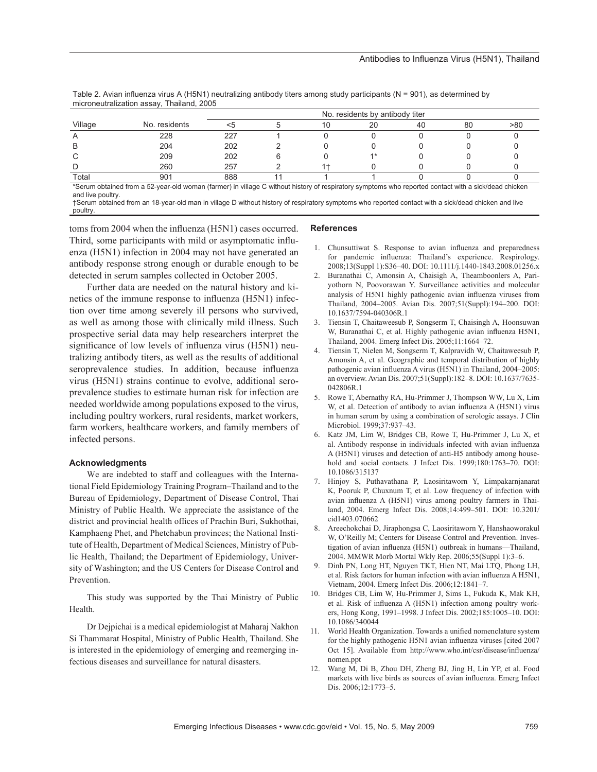Table 2. Avian influenza virus A (H5N1) neutralizing antibody titers among study participants (N = 901), as determined by microneutralization assay, Thailand, 2005

| Village | No. residents | No. residents by antibody titer | | | | | | |
|---|---|---|---|---|---|---|---|---|
| | | <5 | 5 | 10 | 20 | 40 | 80 | >80 |
| A | 228 | 227 | 1 | 0 | 0 | 0 | 0 | 0 |
| B | 204 | 202 | 2 | 0 | 0 | 0 | 0 | 0 |
| C | 209 | 202 | 6 | 0 | 1* | 0 | 0 | 0 |
| D | 260 | 257 | 2 | 1† | 0 | 0 | 0 | 0 |
| Total | 901 | 888 | 11 | 1 | 1 | 0 | 0 | 0 |

*Serum obtained from a 52-year-old woman (farmer) in village C without history of respiratory symptoms who reported contact with a sick/dead chicken and live poultry.
†Serum obtained from an 18-year-old man in village D without history of respiratory symptoms who reported contact with a sick/dead chicken and live poultry.

toms from 2004 when the influenza (H5N1) cases occurred. Third, some participants with mild or asymptomatic influenza (H5N1) infection in 2004 may not have generated an antibody response strong enough or durable enough to be detected in serum samples collected in October 2005.

Further data are needed on the natural history and kinetics of the immune response to influenza (H5N1) infection over time among severely ill persons who survived, as well as among those with clinically mild illness. Such prospective serial data may help researchers interpret the significance of low levels of influenza virus (H5N1) neutralizing antibody titers, as well as the results of additional seroprevalence studies. In addition, because influenza virus (H5N1) strains continue to evolve, additional seroprevalence studies to estimate human risk for infection are needed worldwide among populations exposed to the virus, including poultry workers, rural residents, market workers, farm workers, healthcare workers, and family members of infected persons.

#### Acknowledgments

We are indebted to staff and colleagues with the International Field Epidemiology Training Program–Thailand and to the Bureau of Epidemiology, Department of Disease Control, Thai Ministry of Public Health. We appreciate the assistance of the district and provincial health offices of Prachin Buri, Sukhothai, Kamphaeng Phet, and Phetchabun provinces; the National Institute of Health, Department of Medical Sciences, Ministry of Public Health, Thailand; the Department of Epidemiology, University of Washington; and the US Centers for Disease Control and Prevention.

This study was supported by the Thai Ministry of Public Health.

Dr Dejpichai is a medical epidemiologist at Maharaj Nakhon Si Thammarat Hospital, Ministry of Public Health, Thailand. She is interested in the epidemiology of emerging and reemerging infectious diseases and surveillance for natural disasters.

#### References

1. Chunsuttiwat S. Response to avian influenza and preparedness for pandemic influenza: Thailand's experience. Respirology. 2008;13(Suppl 1):S36–40. DOI: 10.1111/j.1440-1843.2008.01256.x
2. Buranathai C, Amonsin A, Chaisigh A, Theamboonlers A, Pariyothorn N, Poovorawan Y. Surveillance activities and molecular analysis of H5N1 highly pathogenic avian influenza viruses from Thailand, 2004–2005. Avian Dis. 2007;51(Suppl):194–200. DOI: 10.1637/7594-040306R.1
3. Tiensin T, Chaitaweesub P, Songserm T, Chaisingh A, Hoonsuwan W, Buranathai C, et al. Highly pathogenic avian influenza H5N1, Thailand, 2004. Emerg Infect Dis. 2005;11:1664–72.
4. Tiensin T, Nielen M, Songserm T, Kalpravidh W, Chaitaweesub P, Amonsin A, et al. Geographic and temporal distribution of highly pathogenic avian influenza A virus (H5N1) in Thailand, 2004–2005: an overview. Avian Dis. 2007;51(Suppl):182–8. DOI: 10.1637/7635-042806R.1
5. Rowe T, Abernathy RA, Hu-Primmer J, Thompson WW, Lu X, Lim W, et al. Detection of antibody to avian influenza A (H5N1) virus in human serum by using a combination of serologic assays. J Clin Microbiol. 1999;37:937–43.
6. Katz JM, Lim W, Bridges CB, Rowe T, Hu-Primmer J, Lu X, et al. Antibody response in individuals infected with avian influenza A (H5N1) viruses and detection of anti-H5 antibody among household and social contacts. J Infect Dis. 1999;180:1763–70. DOI: 10.1086/315137
7. Hinjoy S, Puthavathana P, Laosiritaworn Y, Limpakarnjanarat K, Pooruk P, Chuxnum T, et al. Low frequency of infection with avian influenza A (H5N1) virus among poultry farmers in Thailand, 2004. Emerg Infect Dis. 2008;14:499–501. DOI: 10.3201/eid1403.070662
8. Areechokchai D, Jiraphongsa C, Laosiritaworn Y, Hanshaoworakul W, O'Reilly M; Centers for Disease Control and Prevention. Investigation of avian influenza (H5N1) outbreak in humans—Thailand, 2004. MMWR Morb Mortal Wkly Rep. 2006;55(Suppl 1):3–6.
9. Dinh PN, Long HT, Nguyen TKT, Hien NT, Mai LTQ, Phong LH, et al. Risk factors for human infection with avian influenza A H5N1, Vietnam, 2004. Emerg Infect Dis. 2006;12:1841–7.
10. Bridges CB, Lim W, Hu-Primmer J, Sims L, Fukuda K, Mak KH, et al. Risk of influenza A (H5N1) infection among poultry workers, Hong Kong, 1991–1998. J Infect Dis. 2002;185:1005–10. DOI: 10.1086/340044
11. World Health Organization. Towards a unified nomenclature system for the highly pathogenic H5N1 avian influenza viruses [cited 2007 Oct 15]. Available from http://www.who.int/csr/disease/influenza/nomen.ppt
12. Wang M, Di B, Zhou DH, Zheng BJ, Jing H, Lin YP, et al. Food markets with live birds as sources of avian influenza. Emerg Infect Dis. 2006;12:1773–5.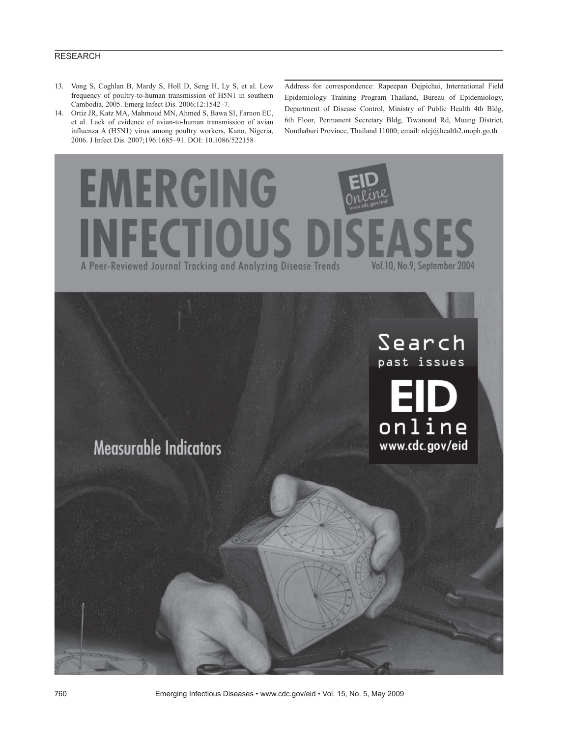13. Vong S, Coghlan B, Mardy S, Holl D, Seng H, Ly S, et al. Low frequency of poultry-to-human transmission of H5N1 in southern Cambodia, 2005. Emerg Infect Dis. 2006;12:1542–7.
14. Ortiz JR, Katz MA, Mahmoud MN, Ahmed S, Bawa SI, Farnon EC, et al. Lack of evidence of avian-to-human transmission of avian influenza A (H5N1) virus among poultry workers, Kano, Nigeria, 2006. J Infect Dis. 2007;196:1685–91. DOI: 10.1086/522158

Address for correspondence: Rapeepan Dejpichai, International Field Epidemiology Training Program–Thailand, Bureau of Epidemiology, Department of Disease Control, Ministry of Public Health 4th Bldg, 6th Floor, Permanent Secretary Bldg, Tiwanond Rd, Muang District, Nonthaburi Province, Thailand 11000; email: rdej@health2.moph.go.th

EMERGING INFECTIOUS DISEASES

EID Online www.cdc.gov/eid

A Peer-Reviewed Journal Tracking and Analyzing Disease Trends Vol.10, No.9, September 2004

Measurable Indicators

Search past issues

EID online

www.cdc.gov/eid